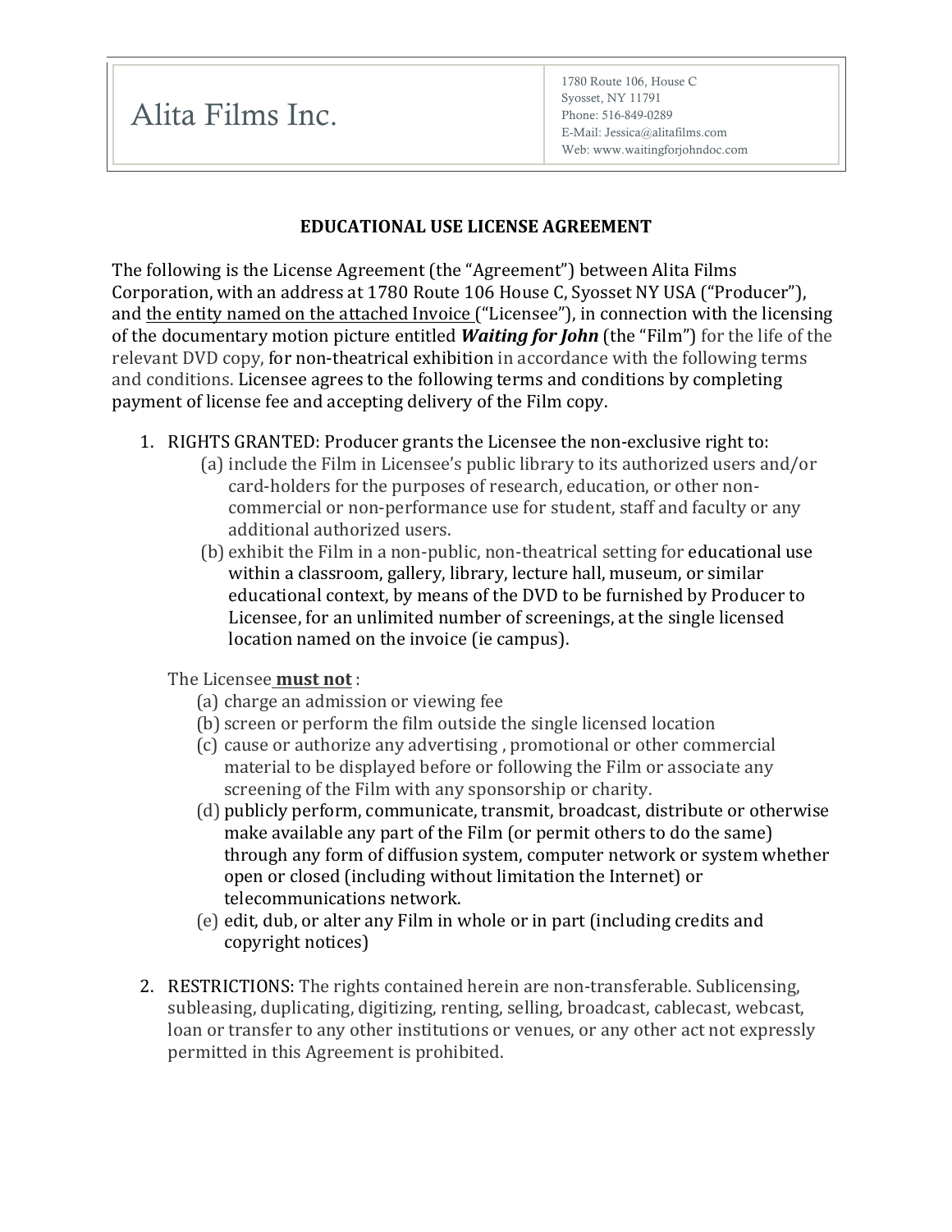| Alita Films Inc. | 1780 Route 106, House C<br>Syosset, NY 11791<br>Phone: 516-849-0289<br>E-Mail: Jessica@alitafilms.com<br>Web: www.waitingforjohndoc.com |
|---|---|

## EDUCATIONAL USE LICENSE AGREEMENT

The following is the License Agreement (the "Agreement") between Alita Films Corporation, with an address at 1780 Route 106 House C, Syosset NY USA ("Producer"), and the entity named on the attached Invoice ("Licensee"), in connection with the licensing of the documentary motion picture entitled ***Waiting for John*** (the "Film") for the life of the relevant DVD copy, for non-theatrical exhibition in accordance with the following terms and conditions. Licensee agrees to the following terms and conditions by completing payment of license fee and accepting delivery of the Film copy.

1. RIGHTS GRANTED: Producer grants the Licensee the non-exclusive right to:
   (a) include the Film in Licensee's public library to its authorized users and/or card-holders for the purposes of research, education, or other non-commercial or non-performance use for student, staff and faculty or any additional authorized users.
   (b) exhibit the Film in a non-public, non-theatrical setting for educational use within a classroom, gallery, library, lecture hall, museum, or similar educational context, by means of the DVD to be furnished by Producer to Licensee, for an unlimited number of screenings, at the single licensed location named on the invoice (ie campus).

   The Licensee **must not** :
   (a) charge an admission or viewing fee
   (b) screen or perform the film outside the single licensed location
   (c) cause or authorize any advertising , promotional or other commercial material to be displayed before or following the Film or associate any screening of the Film with any sponsorship or charity.
   (d) publicly perform, communicate, transmit, broadcast, distribute or otherwise make available any part of the Film (or permit others to do the same) through any form of diffusion system, computer network or system whether open or closed (including without limitation the Internet) or telecommunications network.
   (e) edit, dub, or alter any Film in whole or in part (including credits and copyright notices)

2. RESTRICTIONS: The rights contained herein are non-transferable. Sublicensing, subleasing, duplicating, digitizing, renting, selling, broadcast, cablecast, webcast, loan or transfer to any other institutions or venues, or any other act not expressly permitted in this Agreement is prohibited.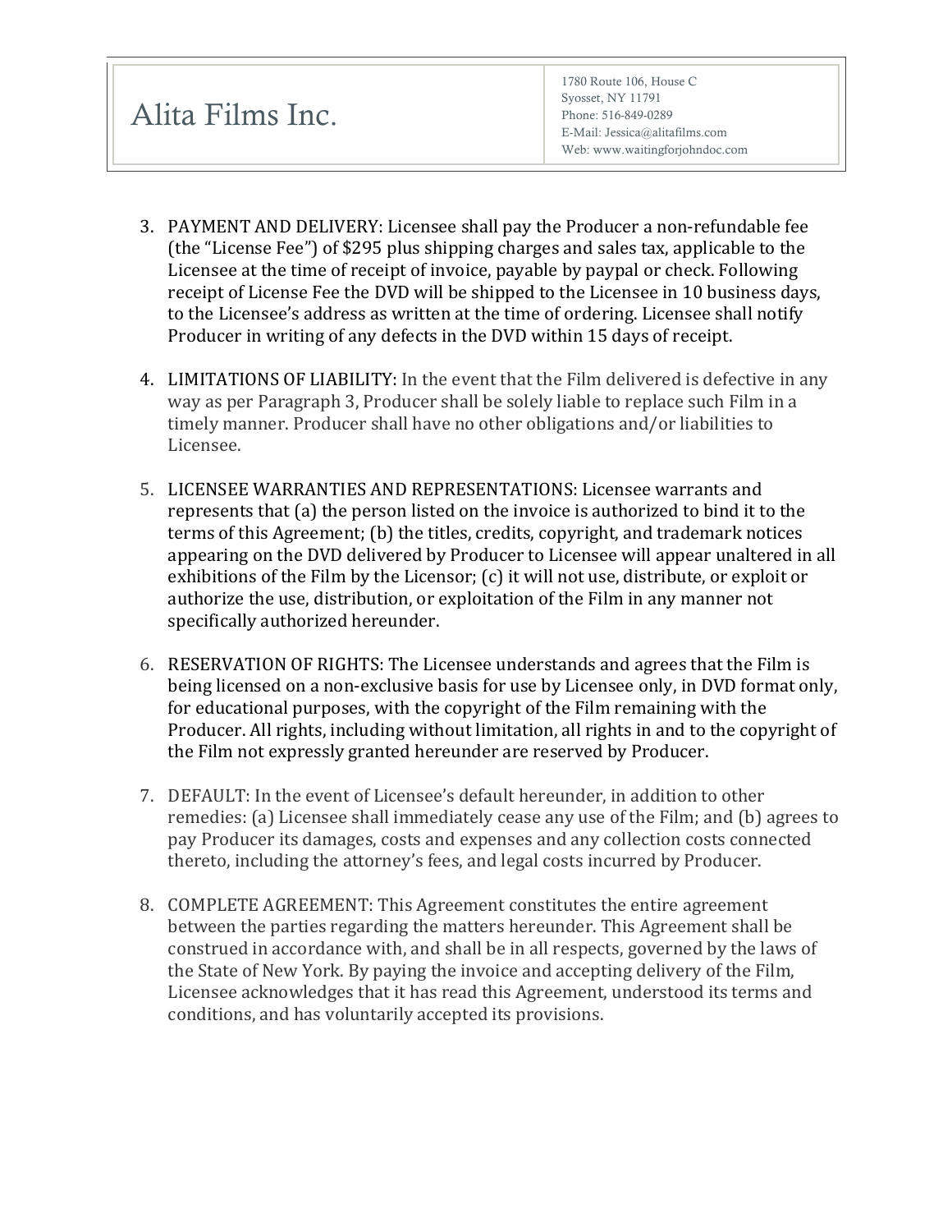Alita Films Inc.

1780 Route 106, House C
Syosset, NY 11791
Phone: 516-849-0289
E-Mail: Jessica@alitafilms.com
Web: www.waitingforjohndoc.com

3. PAYMENT AND DELIVERY: Licensee shall pay the Producer a non-refundable fee (the "License Fee") of $295 plus shipping charges and sales tax, applicable to the Licensee at the time of receipt of invoice, payable by paypal or check. Following receipt of License Fee the DVD will be shipped to the Licensee in 10 business days, to the Licensee's address as written at the time of ordering. Licensee shall notify Producer in writing of any defects in the DVD within 15 days of receipt.

4. LIMITATIONS OF LIABILITY: In the event that the Film delivered is defective in any way as per Paragraph 3, Producer shall be solely liable to replace such Film in a timely manner. Producer shall have no other obligations and/or liabilities to Licensee.

5. LICENSEE WARRANTIES AND REPRESENTATIONS: Licensee warrants and represents that (a) the person listed on the invoice is authorized to bind it to the terms of this Agreement; (b) the titles, credits, copyright, and trademark notices appearing on the DVD delivered by Producer to Licensee will appear unaltered in all exhibitions of the Film by the Licensor; (c) it will not use, distribute, or exploit or authorize the use, distribution, or exploitation of the Film in any manner not specifically authorized hereunder.

6. RESERVATION OF RIGHTS: The Licensee understands and agrees that the Film is being licensed on a non-exclusive basis for use by Licensee only, in DVD format only, for educational purposes, with the copyright of the Film remaining with the Producer. All rights, including without limitation, all rights in and to the copyright of the Film not expressly granted hereunder are reserved by Producer.

7. DEFAULT: In the event of Licensee's default hereunder, in addition to other remedies: (a) Licensee shall immediately cease any use of the Film; and (b) agrees to pay Producer its damages, costs and expenses and any collection costs connected thereto, including the attorney's fees, and legal costs incurred by Producer.

8. COMPLETE AGREEMENT: This Agreement constitutes the entire agreement between the parties regarding the matters hereunder. This Agreement shall be construed in accordance with, and shall be in all respects, governed by the laws of the State of New York. By paying the invoice and accepting delivery of the Film, Licensee acknowledges that it has read this Agreement, understood its terms and conditions, and has voluntarily accepted its provisions.